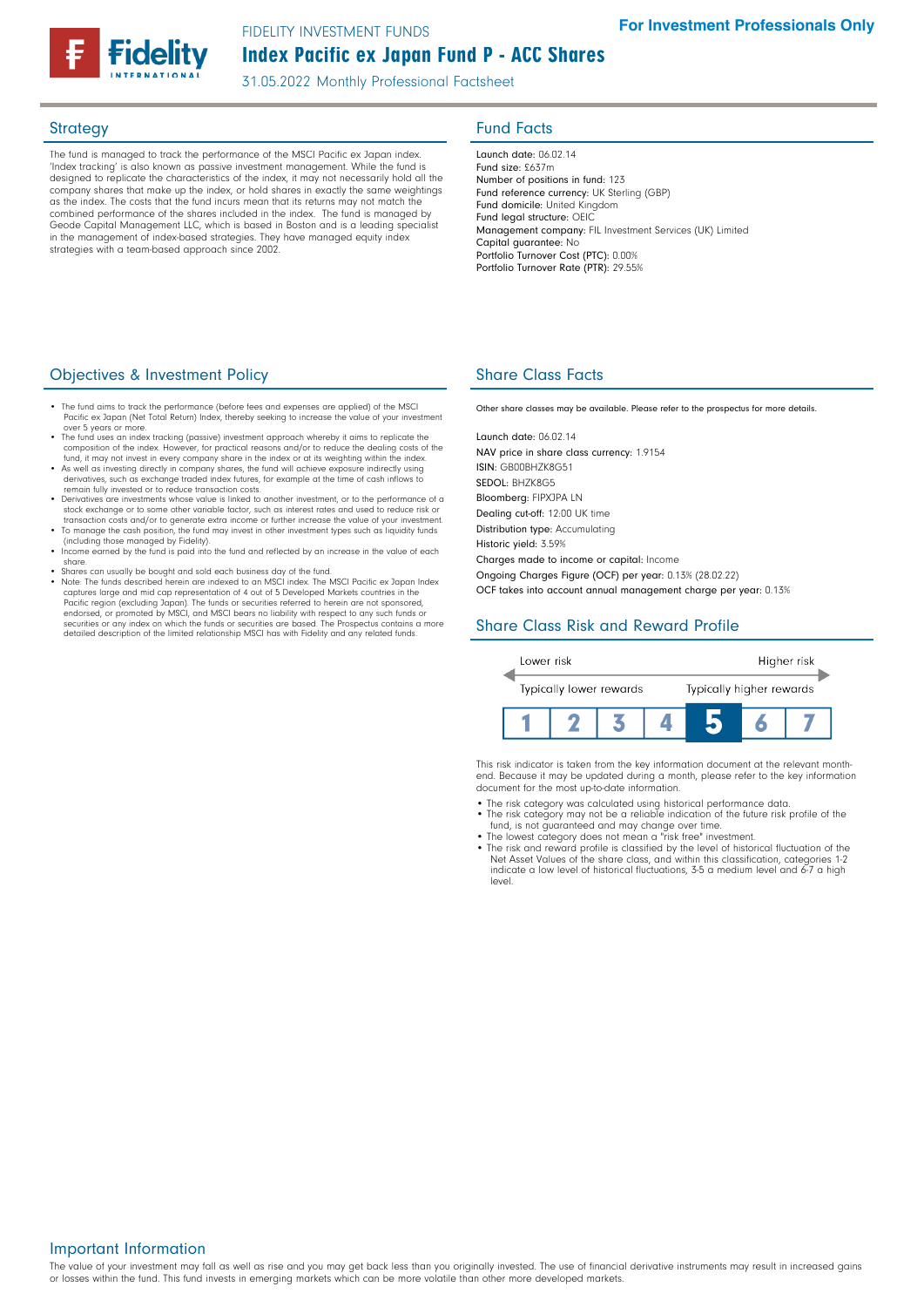FIDELITY INVESTMENT FUNDS

# Index Pacific ex Japan Fund P - ACC Shares

31.05.2022 Monthly Professional Factsheet

**For Investment Professionals Only**

## Strategy

The fund is managed to track the performance of the MSCI Pacific ex Japan index. 'Index tracking' is also known as passive investment management. While the fund is designed to replicate the characteristics of the index, it may not necessarily hold all the company shares that make up the index, or hold shares in exactly the same weightings as the index. The costs that the fund incurs mean that its returns may not match the combined performance of the shares included in the index. The fund is managed by Geode Capital Management LLC, which is based in Boston and is a leading specialist in the management of index-based strategies. They have managed equity index strategies with a team-based approach since 2002.

## Fund Facts

Launch date: 06.02.14
Fund size: £637m
Number of positions in fund: 123
Fund reference currency: UK Sterling (GBP)
Fund domicile: United Kingdom
Fund legal structure: OEIC
Management company: FIL Investment Services (UK) Limited
Capital guarantee: No
Portfolio Turnover Cost (PTC): 0.00%
Portfolio Turnover Rate (PTR): 29.55%

## Objectives & Investment Policy

- The fund aims to track the performance (before fees and expenses are applied) of the MSCI Pacific ex Japan (Net Total Return) Index, thereby seeking to increase the value of your investment over 5 years or more.
- The fund uses an index tracking (passive) investment approach whereby it aims to replicate the composition of the index. However, for practical reasons and/or to reduce the dealing costs of the fund, it may not invest in every company share in the index or at its weighting within the index.
- As well as investing directly in company shares, the fund will achieve exposure indirectly using derivatives, such as exchange traded index futures, for example at the time of cash inflows to remain fully invested or to reduce transaction costs.
- Derivatives are investments whose value is linked to another investment, or to the performance of a stock exchange or to some other variable factor, such as interest rates and used to reduce risk or transaction costs and/or to generate extra income or further increase the value of your investment.
- To manage the cash position, the fund may invest in other investment types such as liquidity funds (including those managed by Fidelity).
- Income earned by the fund is paid into the fund and reflected by an increase in the value of each share.
- Shares can usually be bought and sold each business day of the fund.
- Note: The funds described herein are indexed to an MSCI index. The MSCI Pacific ex Japan Index captures large and mid cap representation of 4 out of 5 Developed Markets countries in the Pacific region (excluding Japan). The funds or securities referred to herein are not sponsored, endorsed, or promoted by MSCI, and MSCI bears no liability with respect to any such funds or securities or any index on which the funds or securities are based. The Prospectus contains a more detailed description of the limited relationship MSCI has with Fidelity and any related funds.

## Share Class Facts

Other share classes may be available. Please refer to the prospectus for more details.

Launch date: 06.02.14
NAV price in share class currency: 1.9154
ISIN: GB00BHZK8G51
SEDOL: BHZK8G5
Bloomberg: FIPXJPA LN
Dealing cut-off: 12:00 UK time
Distribution type: Accumulating
Historic yield: 3.59%
Charges made to income or capital: Income
Ongoing Charges Figure (OCF) per year: 0.13% (28.02.22)
OCF takes into account annual management charge per year: 0.13%

## Share Class Risk and Reward Profile

Lower risk — Higher risk

Typically lower rewards — Typically higher rewards

| 1 | 2 | 3 | 4 | **5** | 6 | 7 |
|---|---|---|---|---|---|---|

This risk indicator is taken from the key information document at the relevant month-end. Because it may be updated during a month, please refer to the key information document for the most up-to-date information.

- The risk category was calculated using historical performance data.
- The risk category may not be a reliable indication of the future risk profile of the fund, is not guaranteed and may change over time.
- The lowest category does not mean a "risk free" investment.
- The risk and reward profile is classified by the level of historical fluctuation of the Net Asset Values of the share class, and within this classification, categories 1-2 indicate a low level of historical fluctuations, 3-5 a medium level and 6-7 a high level.

## Important Information

The value of your investment may fall as well as rise and you may get back less than you originally invested. The use of financial derivative instruments may result in increased gains or losses within the fund. This fund invests in emerging markets which can be more volatile than other more developed markets.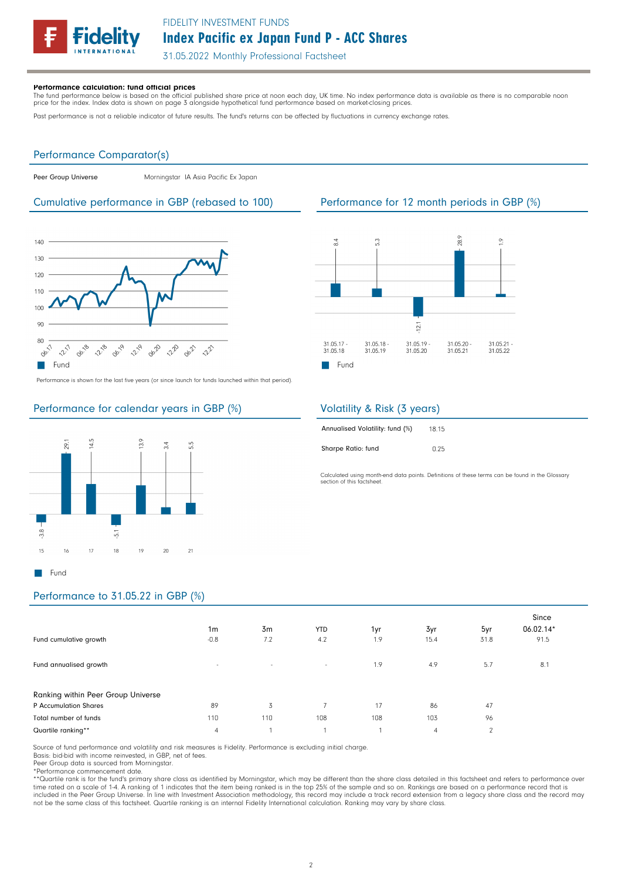**Performance calculation: fund official prices**

The fund performance below is based on the official published share price at noon each day, UK time. No index performance data is available as there is no comparable noon price for the index. Index data is shown on page 3 alongside hypothetical fund performance based on market-closing prices.

Past performance is not a reliable indicator of future results. The fund's returns can be affected by fluctuations in currency exchange rates.

## Performance Comparator(s)

Peer Group Universe: Morningstar IA Asia Pacific Ex Japan

## Cumulative performance in GBP (rebased to 100)

Fund

Performance is shown for the last five years (or since launch for funds launched within that period).

## Performance for 12 month periods in GBP (%)

| Period | Fund |
|---|---|
| 31.05.17 - 31.05.18 | 8.4 |
| 31.05.18 - 31.05.19 | 5.3 |
| 31.05.19 - 31.05.20 | -12.1 |
| 31.05.20 - 31.05.21 | 28.9 |
| 31.05.21 - 31.05.22 | 1.9 |

## Performance for calendar years in GBP (%)

| Year | 15 | 16 | 17 | 18 | 19 | 20 | 21 |
|---|---|---|---|---|---|---|---|
| Fund | -3.8 | 29.1 | 14.5 | -5.1 | 13.9 | 3.4 | 5.5 |

## Volatility & Risk (3 years)

| | |
|---|---|
| Annualised Volatility: fund (%) | 18.15 |
| Sharpe Ratio: fund | 0.25 |

Calculated using month-end data points. Definitions of these terms can be found in the Glossary section of this factsheet.

## Performance to 31.05.22 in GBP (%)

| | 1m | 3m | YTD | 1yr | 3yr | 5yr | Since 06.02.14* |
|---|---|---|---|---|---|---|---|
| Fund cumulative growth | -0.8 | 7.2 | 4.2 | 1.9 | 15.4 | 31.8 | 91.5 |
| Fund annualised growth | - | - | - | 1.9 | 4.9 | 5.7 | 8.1 |
| **Ranking within Peer Group Universe** | | | | | | | |
| P Accumulation Shares | 89 | 3 | 7 | 17 | 86 | 47 | |
| Total number of funds | 110 | 110 | 108 | 108 | 103 | 96 | |
| Quartile ranking** | 4 | 1 | 1 | 1 | 4 | 2 | |

Source of fund performance and volatility and risk measures is Fidelity. Performance is excluding initial charge.
Basis: bid-bid with income reinvested, in GBP, net of fees.
Peer Group data is sourced from Morningstar.
*Performance commencement date.
**Quartile rank is for the fund's primary share class as identified by Morningstar, which may be different than the share class detailed in this factsheet and refers to performance over time rated on a scale of 1-4. A ranking of 1 indicates that the item being ranked is in the top 25% of the sample and so on. Rankings are based on a performance record that is included in the Peer Group Universe. In line with Investment Association methodology, this record may include a track record extension from a legacy share class and the record may not be the same class of this factsheet. Quartile ranking is an internal Fidelity International calculation. Ranking may vary by share class.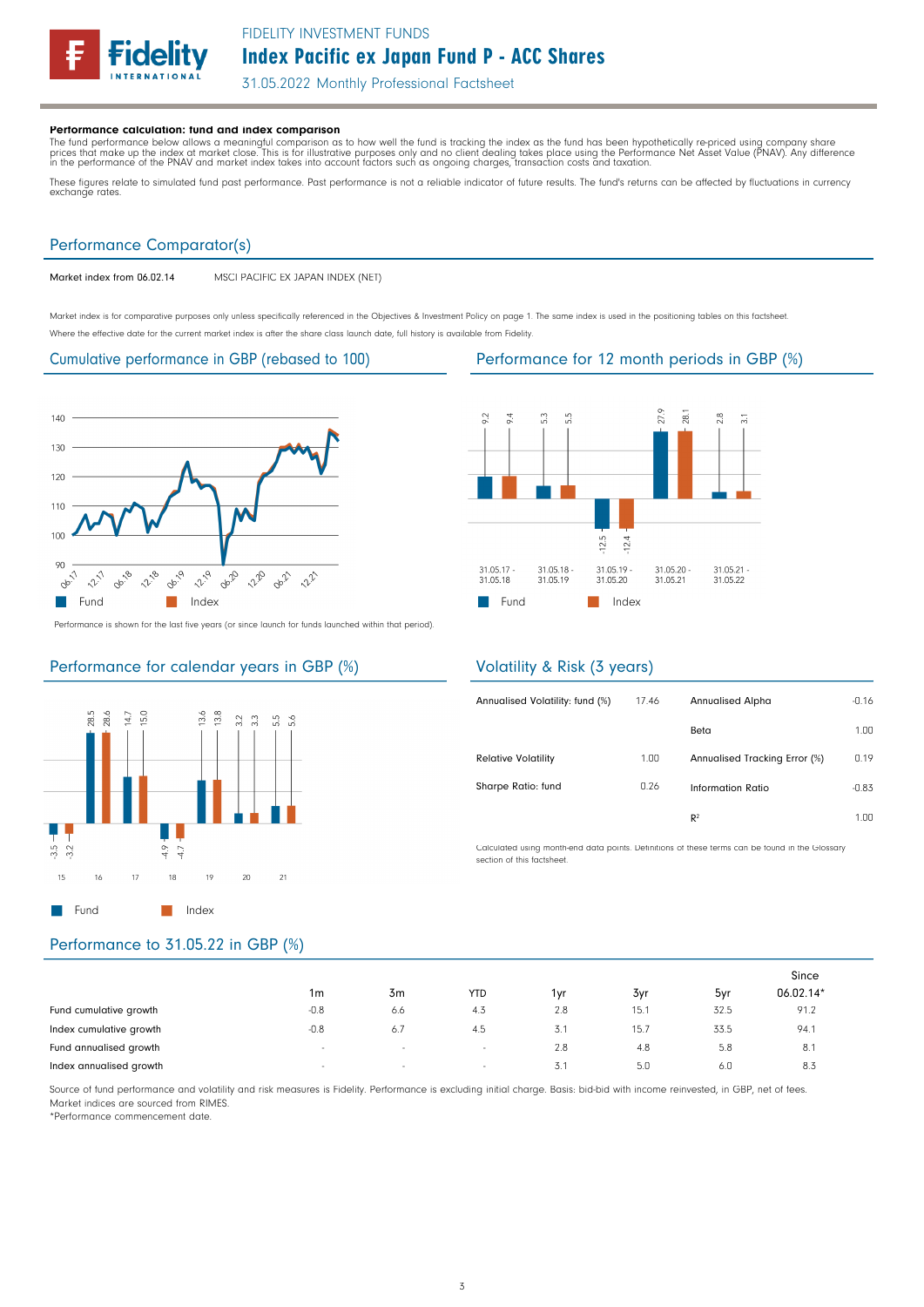**Performance calculation: fund and index comparison**

The fund performance below allows a meaningful comparison as to how well the fund is tracking the index as the fund has been hypothetically re-priced using company share prices that make up the index at market close. This is for illustrative purposes only and no client dealing takes place using the Performance Net Asset Value (PNAV). Any difference in the performance of the PNAV and market index takes into account factors such as ongoing charges, transaction costs and taxation.

These figures relate to simulated fund past performance. Past performance is not a reliable indicator of future results. The fund's returns can be affected by fluctuations in currency exchange rates.

## Performance Comparator(s)

| Market index from 06.02.14 | MSCI PACIFIC EX JAPAN INDEX (NET) |
|---|---|

Market index is for comparative purposes only unless specifically referenced in the Objectives & Investment Policy on page 1. The same index is used in the positioning tables on this factsheet.

Where the effective date for the current market index is after the share class launch date, full history is available from Fidelity.

## Cumulative performance in GBP (rebased to 100)

Performance is shown for the last five years (or since launch for funds launched within that period).

## Performance for 12 month periods in GBP (%)

| | 31.05.17 - 31.05.18 | 31.05.18 - 31.05.19 | 31.05.19 - 31.05.20 | 31.05.20 - 31.05.21 | 31.05.21 - 31.05.22 |
|---|---|---|---|---|---|
| Fund | 9.2 | 5.3 | -12.5 | 27.9 | 2.8 |
| Index | 9.4 | 5.5 | -12.4 | 28.1 | 3.1 |

## Performance for calendar years in GBP (%)

| | 15 | 16 | 17 | 18 | 19 | 20 | 21 |
|---|---|---|---|---|---|---|---|
| Fund | -3.5 | 28.5 | 14.7 | -4.9 | 13.6 | 3.2 | 5.5 |
| Index | -3.2 | 28.6 | 15.0 | -4.7 | 13.8 | 3.3 | 5.6 |

## Volatility & Risk (3 years)

| | | | |
|---|---|---|---|
| Annualised Volatility: fund (%) | 17.46 | Annualised Alpha | -0.16 |
| | | Beta | 1.00 |
| Relative Volatility | 1.00 | Annualised Tracking Error (%) | 0.19 |
| Sharpe Ratio: fund | 0.26 | Information Ratio | -0.83 |
| | | $R^2$ | 1.00 |

Calculated using month-end data points. Definitions of these terms can be found in the Glossary section of this factsheet.

## Performance to 31.05.22 in GBP (%)

| | 1m | 3m | YTD | 1yr | 3yr | 5yr | Since 06.02.14* |
|---|---|---|---|---|---|---|---|
| Fund cumulative growth | -0.8 | 6.6 | 4.3 | 2.8 | 15.1 | 32.5 | 91.2 |
| Index cumulative growth | -0.8 | 6.7 | 4.5 | 3.1 | 15.7 | 33.5 | 94.1 |
| Fund annualised growth | - | - | - | 2.8 | 4.8 | 5.8 | 8.1 |
| Index annualised growth | - | - | - | 3.1 | 5.0 | 6.0 | 8.3 |

Source of fund performance and volatility and risk measures is Fidelity. Performance is excluding initial charge. Basis: bid-bid with income reinvested, in GBP, net of fees.
Market indices are sourced from RIMES.
*Performance commencement date.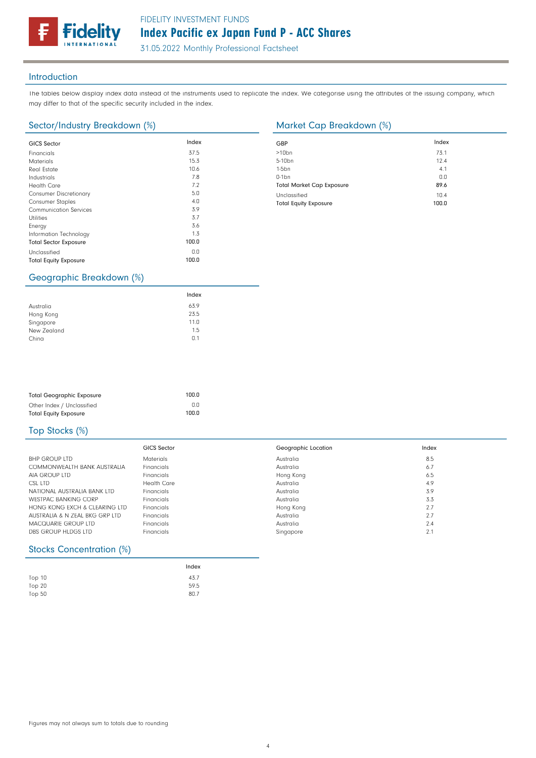## Introduction

The tables below display index data instead of the instruments used to replicate the index. We categorise using the attributes of the issuing company, which may differ to that of the specific security included in the index.

## Sector/Industry Breakdown (%)

| GICS Sector | Index |
|---|---|
| Financials | 37.5 |
| Materials | 15.3 |
| Real Estate | 10.6 |
| Industrials | 7.8 |
| Health Care | 7.2 |
| Consumer Discretionary | 5.0 |
| Consumer Staples | 4.0 |
| Communication Services | 3.9 |
| Utilities | 3.7 |
| Energy | 3.6 |
| Information Technology | 1.3 |
| **Total Sector Exposure** | **100.0** |
| Unclassified | 0.0 |
| **Total Equity Exposure** | **100.0** |

## Market Cap Breakdown (%)

| GBP | Index |
|---|---|
| >10bn | 73.1 |
| 5-10bn | 12.4 |
| 1-5bn | 4.1 |
| 0-1bn | 0.0 |
| **Total Market Cap Exposure** | **89.6** |
| Unclassified | 10.4 |
| **Total Equity Exposure** | **100.0** |

## Geographic Breakdown (%)

| | Index |
|---|---|
| Australia | 63.9 |
| Hong Kong | 23.5 |
| Singapore | 11.0 |
| New Zealand | 1.5 |
| China | 0.1 |
| **Total Geographic Exposure** | **100.0** |
| Other Index / Unclassified | 0.0 |
| **Total Equity Exposure** | **100.0** |

## Top Stocks (%)

| | GICS Sector | Geographic Location | Index |
|---|---|---|---|
| BHP GROUP LTD | Materials | Australia | 8.5 |
| COMMONWEALTH BANK AUSTRALIA | Financials | Australia | 6.7 |
| AIA GROUP LTD | Financials | Hong Kong | 6.5 |
| CSL LTD | Health Care | Australia | 4.9 |
| NATIONAL AUSTRALIA BANK LTD | Financials | Australia | 3.9 |
| WESTPAC BANKING CORP | Financials | Australia | 3.3 |
| HONG KONG EXCH & CLEARING LTD | Financials | Hong Kong | 2.7 |
| AUSTRALIA & N ZEAL BKG GRP LTD | Financials | Australia | 2.7 |
| MACQUARIE GROUP LTD | Financials | Australia | 2.4 |
| DBS GROUP HLDGS LTD | Financials | Singapore | 2.1 |

## Stocks Concentration (%)

| | Index |
|---|---|
| Top 10 | 43.7 |
| Top 20 | 59.5 |
| Top 50 | 80.7 |

Figures may not always sum to totals due to rounding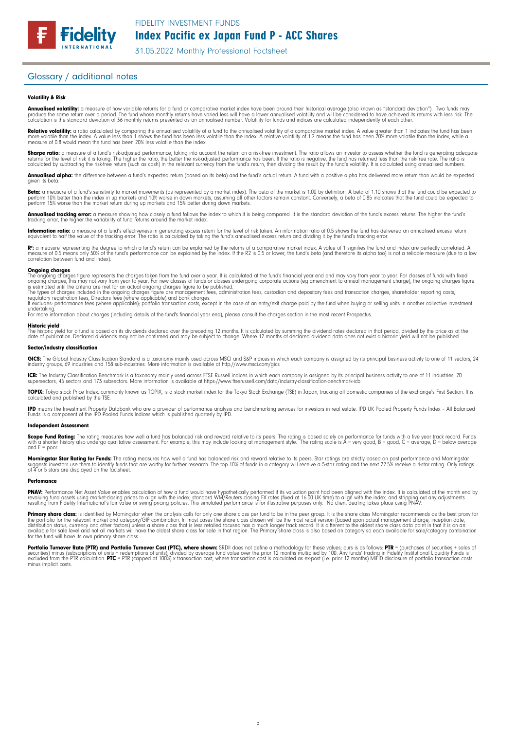## Glossary / additional notes

### Volatility & Risk

**Annualised volatility:** a measure of how variable returns for a fund or comparative market index have been around their historical average (also known as "standard deviation"). Two funds may produce the same return over a period. The fund whose monthly returns have varied less will have a lower annualised volatility and will be considered to have achieved its returns with less risk. The calculation is the standard deviation of 36 monthly returns presented as an annualised number. Volatility for funds and indices are calculated independently of each other.

**Relative volatility:** a ratio calculated by comparing the annualised volatility of a fund to the annualised volatility of a comparative market index. A value greater than 1 indicates the fund has been more volatile than the index. A value less than 1 shows the fund has been less volatile than the index. A relative volatility of 1.2 means the fund has been 20% more volatile than the index, while a measure of 0.8 would mean the fund has been 20% less volatile than the index.

**Sharpe ratio:** a measure of a fund's risk-adjusted performance, taking into account the return on a risk-free investment. The ratio allows an investor to assess whether the fund is generating adequate returns for the level of risk it is taking. The higher the ratio, the better the risk-adjusted performance has been. If the ratio is negative, the fund has returned less than the risk-free rate. The ratio is calculated by subtracting the risk-free return (such as cash) in the relevant currency from the fund's return, then dividing the result by the fund's volatility. It is calculated using annualised numbers.

**Annualised alpha:** the difference between a fund's expected return (based on its beta) and the fund's actual return. A fund with a positive alpha has delivered more return than would be expected given its beta.

**Beta:** a measure of a fund's sensitivity to market movements (as represented by a market index). The beta of the market is 1.00 by definition. A beta of 1.10 shows that the fund could be expected to perform 10% better than the index in up markets and 10% worse in down markets, assuming all other factors remain constant. Conversely, a beta of 0.85 indicates that the fund could be expected to perform 15% worse than the market return during up markets and 15% better during down markets.

**Annualised tracking error:** a measure showing how closely a fund follows the index to which it is being compared. It is the standard deviation of the fund's excess returns. The higher the fund's tracking error, the higher the variability of fund returns around the market index.

**Information ratio:** a measure of a fund's effectiveness in generating excess return for the level of risk taken. An information ratio of 0.5 shows the fund has delivered an annualised excess return equivalent to half the value of the tracking error. The ratio is calculated by taking the fund's annualised excess return and dividing it by the fund's tracking error.

**$R^2$:** a measure representing the degree to which a fund's return can be explained by the returns of a comparative market index. A value of 1 signifies the fund and index are perfectly correlated. A measure of 0.5 means only 50% of the fund's performance can be explained by the index. If the R2 is 0.5 or lower, the fund's beta (and therefore its alpha too) is not a reliable measure (due to a low correlation between fund and index).

**Ongoing charges**

The ongoing charges figure represents the charges taken from the fund over a year. It is calculated at the fund's financial year end and may vary from year to year. For classes of funds with fixed ongoing charges, this may not vary from year to year. For new classes of funds or classes undergoing corporate actions (eg amendment to annual management charge), the ongoing charges figure is estimated until the criteria are met for an actual ongoing charges figure to be published.

The types of charges included in the ongoing charges figure are management fees, administration fees, custodian and depositary fees and transaction charges, shareholder reporting costs, regulatory registration fees, Directors fees (where applicable) and bank charges.

It excludes: performance fees (where applicable); portfolio transaction costs, except in the case of an entry/exit charge paid by the fund when buying or selling units in another collective investment undertaking.

For more information about charges (including details of the fund's financial year end), please consult the charges section in the most recent Prospectus.

**Historic yield**

The historic yield for a fund is based on its dividends declared over the preceding 12 months. It is calculated by summing the dividend rates declared in that period, divided by the price as at the date of publication. Declared dividends may not be confirmed and may be subject to change. Where 12 months of declared dividend data does not exist a historic yield will not be published.

### Sector/industry classification

**GICS:** The Global Industry Classification Standard is a taxonomy mainly used across MSCI and S&P indices in which each company is assigned by its principal business activity to one of 11 sectors, 24 industry groups, 69 industries and 158 sub-industries. More information is available at http://www.msci.com/gics

**ICB:** The Industry Classification Benchmark is a taxonomy mainly used across FTSE Russell indices in which each company is assigned by its principal business activity to one of 11 industries, 20 supersectors, 45 sectors and 173 subsectors. More information is available at https://www.ftserussell.com/data/industry-classification-benchmark-icb

**TOPIX:** Tokyo stock Price Index, commonly known as TOPIX, is a stock market index for the Tokyo Stock Exchange (TSE) in Japan, tracking all domestic companies of the exchange's First Section. It is calculated and published by the TSE.

**IPD** means the Investment Property Databank who are a provider of performance analysis and benchmarking services for investors in real estate. IPD UK Pooled Property Funds Index – All Balanced Funds is a component of the IPD Pooled Funds Indices which is published quarterly by IPD.

### Independent Assessment

**Scope Fund Rating:** The rating measures how well a fund has balanced risk and reward relative to its peers. The rating is based solely on performance for funds with a five year track record. Funds with a shorter history also undergo qualitative assessment. For example, this may include looking at management style. The rating scale is A = very good, B = good, C = average, D = below average and E = poor.

**Morningstar Star Rating for Funds:** The rating measures how well a fund has balanced risk and reward relative to its peers. Star ratings are strictly based on past performance and Morningstar suggests investors use them to identify funds that are worthy for further research. The top 10% of funds in a category will receive a 5-star rating and the next 22.5% receive a 4-star rating. Only ratings of 4 or 5 stars are displayed on the factsheet.

### Perfomance

**PNAV:** Performance Net Asset Value enables calculation of how a fund would have hypothetically performed if its valuation point had been aligned with the index. It is calculated at the month end by revaluing fund assets using market-closing prices to align with the index, standard WM/Reuters closing FX rates (fixed at 16.00 UK time) to align with the index, and stripping out any adjustments resulting from Fidelity International's fair value or swing pricing policies. This simulated performance is for illustrative purposes only. No client dealing takes place using PNAV.

**Primary share class:** is identified by Morningstar when the analysis calls for only one share class per fund to be in the peer group. It is the share class Morningstar recommends as the best proxy for the portfolio for the relevant market and category/GIF combination. In most cases the share class chosen will be the most retail version (based upon actual management charge, inception date, distribution status, currency and other factors) unless a share class that is less retailed focused has a much longer track record. It is different to the oldest share class data point in that it is on an available for sale level and not all markets will have the oldest share class for sale in that region. The Primary share class is also based on category so each available for sale/category combination for the fund will have its own primary share class.

**Portfolio Turnover Rate (PTR) and Portfolio Turnover Cost (PTC), where shown:** SRDII does not define a methodology for these values; ours is as follows: **PTR** = (purchases of securities + sales of securities) minus (subscriptions of units + redemptions of units), divided by average fund value over the prior 12 months multiplied by 100. Any funds' trading in Fidelity Institutional Liquidity Funds is excluded from the PTR calculation. **PTC** = PTR (capped at 100%) x transaction cost, where transaction cost is calculated as ex-post (i.e. prior 12 months) MiFID disclosure of portfolio transaction costs minus implicit costs.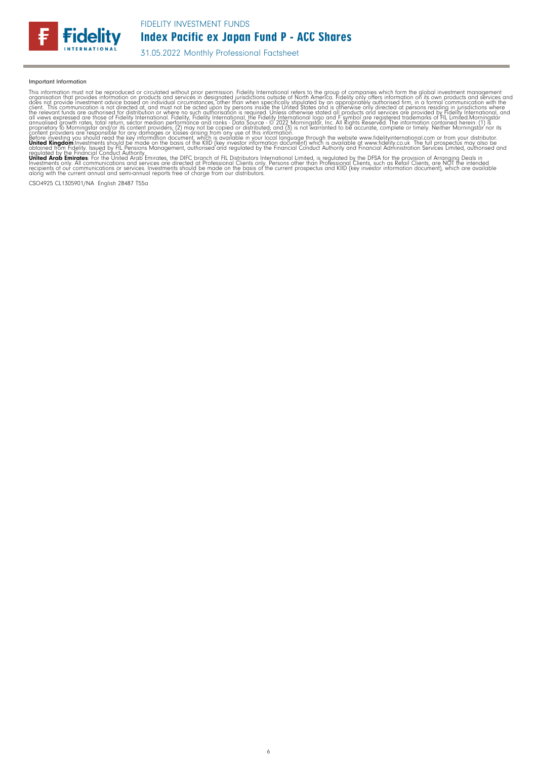Important Information

This information must not be reproduced or circulated without prior permission. Fidelity International refers to the group of companies which form the global investment management organisation that provides information on products and services in designated jurisdictions outside of North America. Fidelity only offers information on its own products and services and does not provide investment advice based on individual circumstances, other than when specifically stipulated by an appropriately authorised firm, in a formal communication with the client. This communication is not directed at, and must not be acted upon by persons inside the United States and is otherwise only directed at persons residing in jurisdictions where the relevant funds are authorised for distribution or where no such authorisation is required. Unless otherwise stated all products and services are provided by Fidelity International, and all views expressed are those of Fidelity International. Fidelity, Fidelity International, the Fidelity International logo and F symbol are registered trademarks of FIL Limited.Morningstar annualised growth rates, total return, sector median performance and ranks - Data Source - © 2022 Morningstar, Inc. All Rights Reserved. The information contained herein: (1) is proprietary to Morningstar and/or its content providers; (2) may not be copied or distributed; and (3) is not warranted to be accurate, complete or timely. Neither Morningstar nor its content providers are responsible for any damages or losses arising from any use of this information.
Before investing you should read the key information document, which is available in your local language through the website www.fidelityinternational.com or from your distributor.
**United Kingdom**:Investments should be made on the basis of the KIID (key investor information document) which is available at www.fidelity.co.uk The full prospectus may also be obtained from Fidelity. Issued by FIL Pensions Management, authorised and regulated by the Financial Conduct Authority and Financial Administration Services Limited, authorised and regulated by the Financial Conduct Authority.
**United Arab Emirates**: For the United Arab Emirates, the DIFC branch of FIL Distributors International Limited, is regulated by the DFSA for the provision of Arranging Deals in Investments only. All communications and services are directed at Professional Clients only. Persons other than Professional Clients, such as Retail Clients, are NOT the intended recipients of our communications or services. Investments should be made on the basis of the current prospectus and KIID (key investor information document), which are available along with the current annual and semi-annual reports free of charge from our distributors.

CSO4925 CL1305901/NA English 28487 T55a